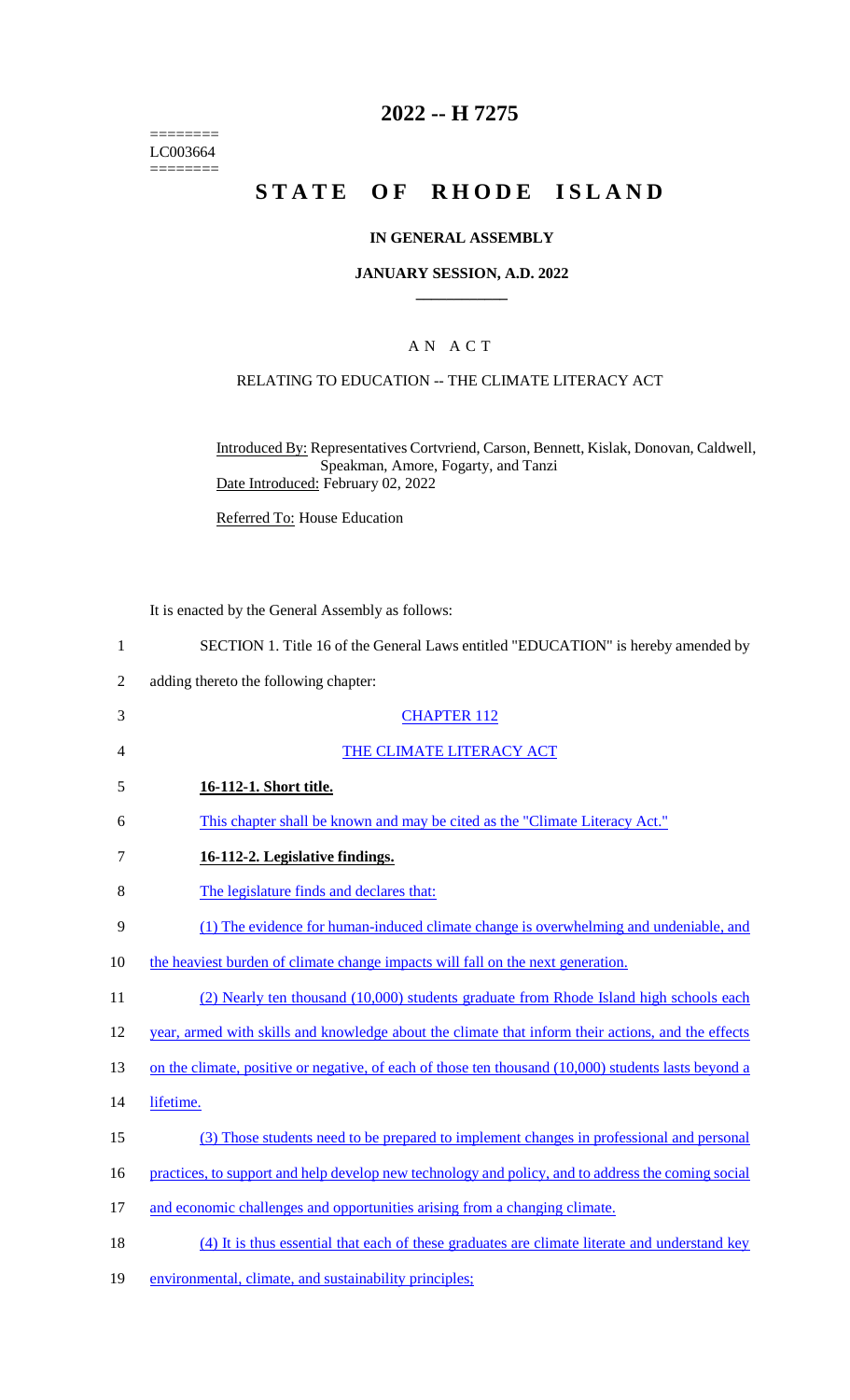========
LC003664
========

# 2022 -- H 7275

# STATE OF RHODE ISLAND

## IN GENERAL ASSEMBLY

### JANUARY SESSION, A.D. 2022

## A N A C T

### RELATING TO EDUCATION -- THE CLIMATE LITERACY ACT

Introduced By: Representatives Cortvriend, Carson, Bennett, Kislak, Donovan, Caldwell, Speakman, Amore, Fogarty, and Tanzi

Date Introduced: February 02, 2022

Referred To: House Education

It is enacted by the General Assembly as follows:

1 SECTION 1. Title 16 of the General Laws entitled "EDUCATION" is hereby amended by
2 adding thereto the following chapter:
3 CHAPTER 112
4 THE CLIMATE LITERACY ACT
5 **16-112-1. Short title.**
6 This chapter shall be known and may be cited as the "Climate Literacy Act."
7 **16-112-2. Legislative findings.**
8 The legislature finds and declares that:
9 (1) The evidence for human-induced climate change is overwhelming and undeniable, and
10 the heaviest burden of climate change impacts will fall on the next generation.
11 (2) Nearly ten thousand (10,000) students graduate from Rhode Island high schools each
12 year, armed with skills and knowledge about the climate that inform their actions, and the effects
13 on the climate, positive or negative, of each of those ten thousand (10,000) students lasts beyond a
14 lifetime.
15 (3) Those students need to be prepared to implement changes in professional and personal
16 practices, to support and help develop new technology and policy, and to address the coming social
17 and economic challenges and opportunities arising from a changing climate.
18 (4) It is thus essential that each of these graduates are climate literate and understand key
19 environmental, climate, and sustainability principles;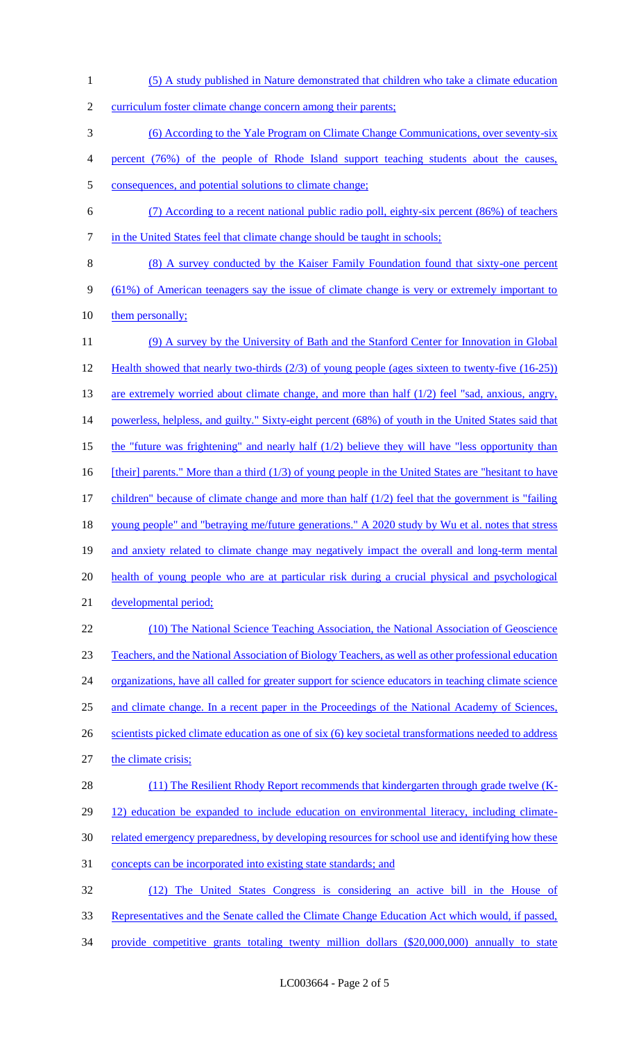(5) A study published in Nature demonstrated that children who take a climate education curriculum foster climate change concern among their parents;

(6) According to the Yale Program on Climate Change Communications, over seventy-six percent (76%) of the people of Rhode Island support teaching students about the causes, consequences, and potential solutions to climate change;

(7) According to a recent national public radio poll, eighty-six percent (86%) of teachers in the United States feel that climate change should be taught in schools;

(8) A survey conducted by the Kaiser Family Foundation found that sixty-one percent (61%) of American teenagers say the issue of climate change is very or extremely important to them personally;

(9) A survey by the University of Bath and the Stanford Center for Innovation in Global Health showed that nearly two-thirds (2/3) of young people (ages sixteen to twenty-five (16-25)) are extremely worried about climate change, and more than half (1/2) feel "sad, anxious, angry, powerless, helpless, and guilty." Sixty-eight percent (68%) of youth in the United States said that the "future was frightening" and nearly half (1/2) believe they will have "less opportunity than [their] parents." More than a third (1/3) of young people in the United States are "hesitant to have children" because of climate change and more than half (1/2) feel that the government is "failing young people" and "betraying me/future generations." A 2020 study by Wu et al. notes that stress and anxiety related to climate change may negatively impact the overall and long-term mental health of young people who are at particular risk during a crucial physical and psychological developmental period;

(10) The National Science Teaching Association, the National Association of Geoscience Teachers, and the National Association of Biology Teachers, as well as other professional education organizations, have all called for greater support for science educators in teaching climate science and climate change. In a recent paper in the Proceedings of the National Academy of Sciences, scientists picked climate education as one of six (6) key societal transformations needed to address the climate crisis;

(11) The Resilient Rhody Report recommends that kindergarten through grade twelve (K-12) education be expanded to include education on environmental literacy, including climate-related emergency preparedness, by developing resources for school use and identifying how these concepts can be incorporated into existing state standards; and

(12) The United States Congress is considering an active bill in the House of Representatives and the Senate called the Climate Change Education Act which would, if passed, provide competitive grants totaling twenty million dollars ($20,000,000) annually to state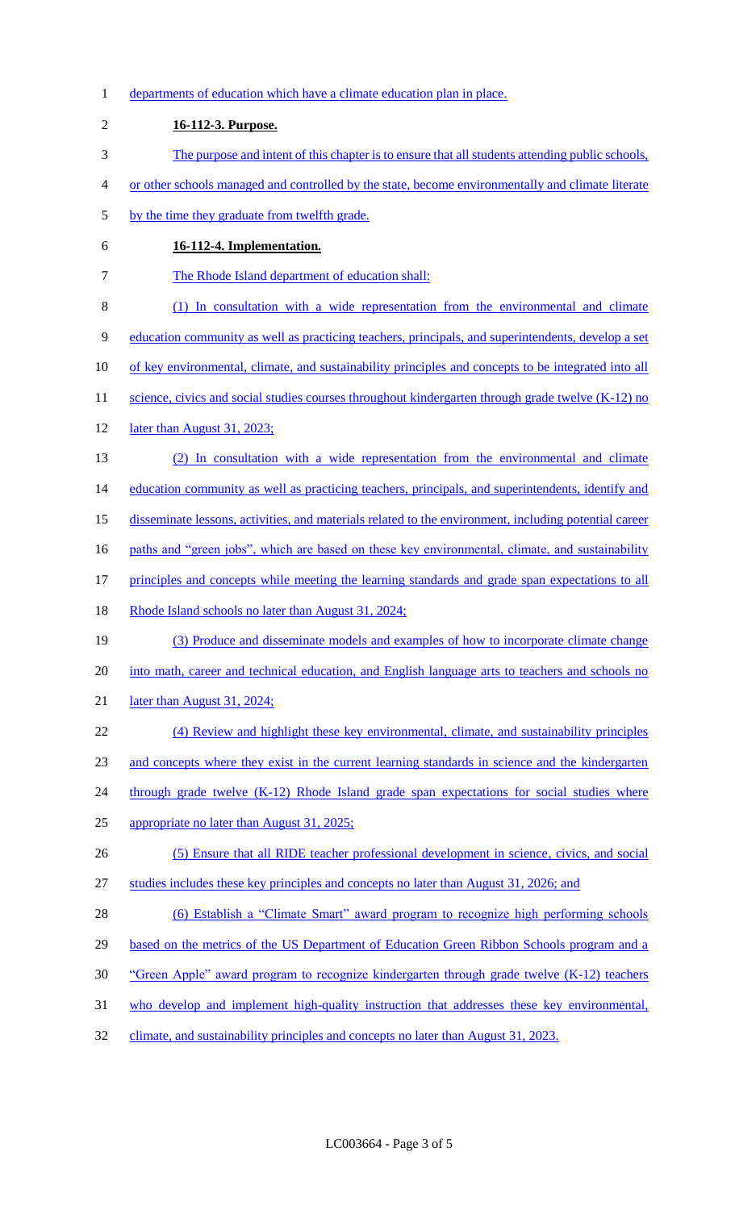departments of education which have a climate education plan in place.

**16-112-3. Purpose.**

The purpose and intent of this chapter is to ensure that all students attending public schools, or other schools managed and controlled by the state, become environmentally and climate literate by the time they graduate from twelfth grade.

**16-112-4. Implementation.**

The Rhode Island department of education shall:

(1) In consultation with a wide representation from the environmental and climate education community as well as practicing teachers, principals, and superintendents, develop a set of key environmental, climate, and sustainability principles and concepts to be integrated into all science, civics and social studies courses throughout kindergarten through grade twelve (K-12) no later than August 31, 2023;

(2) In consultation with a wide representation from the environmental and climate education community as well as practicing teachers, principals, and superintendents, identify and disseminate lessons, activities, and materials related to the environment, including potential career paths and "green jobs", which are based on these key environmental, climate, and sustainability principles and concepts while meeting the learning standards and grade span expectations to all Rhode Island schools no later than August 31, 2024;

(3) Produce and disseminate models and examples of how to incorporate climate change into math, career and technical education, and English language arts to teachers and schools no later than August 31, 2024;

(4) Review and highlight these key environmental, climate, and sustainability principles and concepts where they exist in the current learning standards in science and the kindergarten through grade twelve (K-12) Rhode Island grade span expectations for social studies where appropriate no later than August 31, 2025;

(5) Ensure that all RIDE teacher professional development in science, civics, and social studies includes these key principles and concepts no later than August 31, 2026; and

(6) Establish a "Climate Smart" award program to recognize high performing schools based on the metrics of the US Department of Education Green Ribbon Schools program and a "Green Apple" award program to recognize kindergarten through grade twelve (K-12) teachers who develop and implement high-quality instruction that addresses these key environmental, climate, and sustainability principles and concepts no later than August 31, 2023.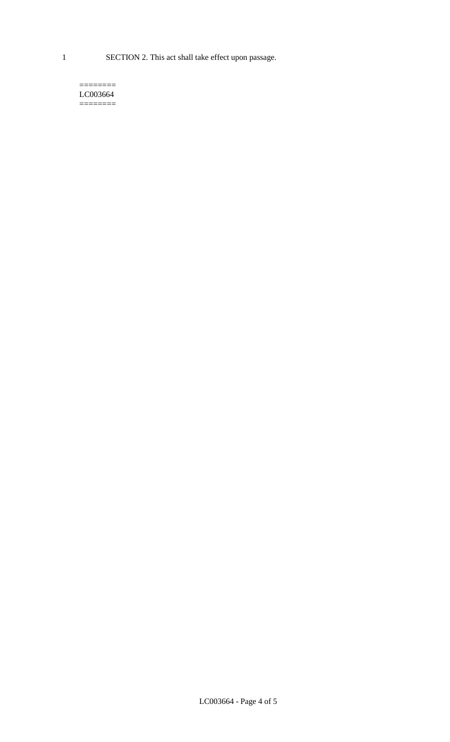1 SECTION 2. This act shall take effect upon passage.

========
LC003664
========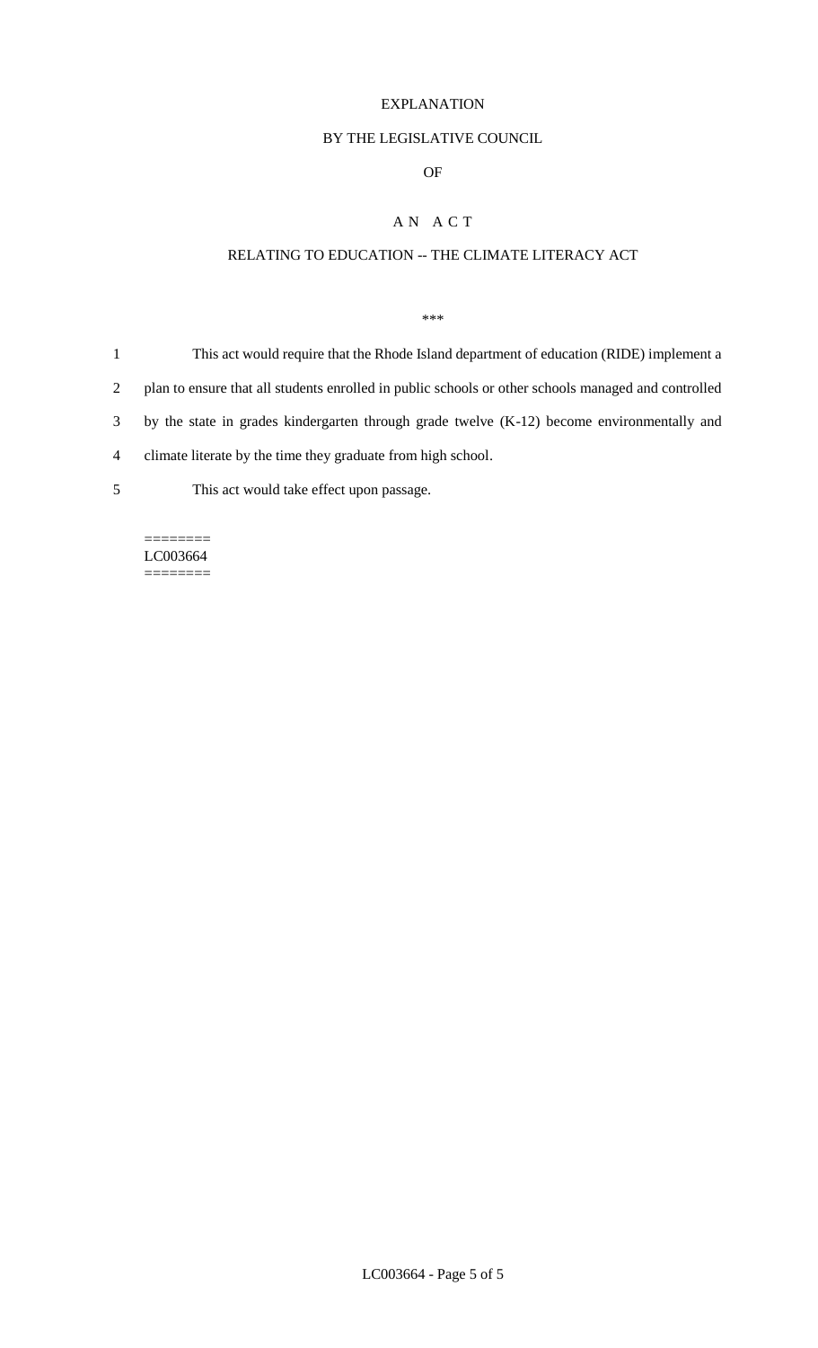EXPLANATION

BY THE LEGISLATIVE COUNCIL

OF

A N A C T

RELATING TO EDUCATION -- THE CLIMATE LITERACY ACT

***

1 This act would require that the Rhode Island department of education (RIDE) implement a
2 plan to ensure that all students enrolled in public schools or other schools managed and controlled
3 by the state in grades kindergarten through grade twelve (K-12) become environmentally and
4 climate literate by the time they graduate from high school.
5 This act would take effect upon passage.

========
LC003664
========